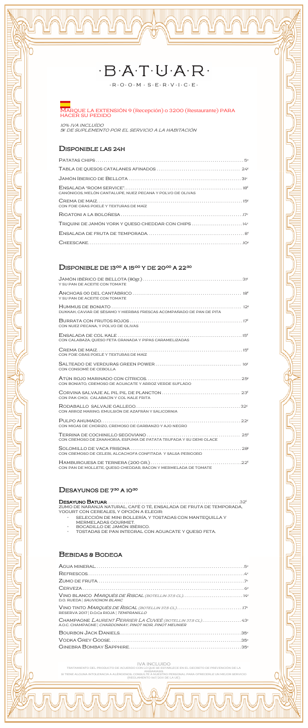# ·B·A·T·U·A·R·

·R·O·O·M · S·E·R·V·I·C·E·

MARQUE LA EXTENSIÓN 9 (Recepción) o 3200 (Restaurante) PARA HACER SU PEDIDO

*10% IVA INCLUIDO*
*5€ DE SUPLEMENTO POR EL SERVICIO A LA HABITACIÓN*

## Disponible las 24h

Patatas chips ........ 5€

Tabla de quesos catalanes afinados ........ 24€

Jamón Iberico de Bellota ........ 31€

Ensalada "room service" ........ 18€
CANÓNIGOS, MELÓN CANTALUPE, NUEZ PECANA Y POLVO DE OLIVAS

Crema de maiz ........ 15€
CON FOIE GRAS POELÉ Y TEXTURAS DE MAÍZ

Rigatoni a la boloñesa ........ 17€

Triquini de jamón york y queso cheddar con chips ........ 14€

Ensalada de fruta de temporada ........ 8€

Cheesecake ........ 10€

## Disponible de 13:00 a 15:00 y de 20:00 a 22:30

Jamón ibérico de bellota (80gr.) ........ 31€
Y SU PAN DE ACEITE CON TOMATE

Anchoas 00 del Cantábrico ........ 18€
Y SU PAN DE ACEITE CON TOMATE

Hummus de boniato ........ 12€
DUKKAH, CAVIAR DE SÉSAMO Y HIERBAS FRESCAS ACOMPAÑADO DE PAN DE PITA

Burrata con frutos rojos ........ 17€
CON NUEZ PECANA, Y POLVO DE OLIVAS

Ensalada de col kale ........ 15€
CON CALABAZA, QUESO FETA GRANADA Y PIPAS CARAMELIZADAS

Crema de maiz ........ 15€
CON FOIE GRAS POELÉ Y TEXTURAS DE MAÍZ

Salteado de verduras green power ........ 16€
CON CONSOMÉ DE CEBOLLA

Atún rojo marinado con cítricos ........ 25€
CON BONIATO, CREMOSO DE AGUACATE Y ARROZ VERDE SUFLADO

Corvina salvaje al pil pil de plancton ........ 23€
CON PAK CHOI, CALABACÍN Y COL KALE FRITA

Rodaballo salvaje gallego ........ 32€
CON ARROZ MARINO, EMULSIÓN DE AZAFRÁN Y SALICORNIA

Pulpo ahumado ........ 22€
CON MIGAS DE CHORIZO, CREMOSO DE GARBANZO Y AJO NEGRO

Terrina de cochinillo segoviano ........ 25€
CON CREMOSO DE ZANAHORIA, ESPUMA DE PATATA TRUFADA Y SU DEMI GLACE

Solomillo de vaca frisona ........ 28€
CON CREMOSO DE CELERI, ALCACHOFA CONFITADA Y SALSA PERIGORD

Hamburguesa de ternera (200 gr.) ........ 22€
CON PAN DE MOLLETE, QUESO CHEDDAR, BACON Y MERMELADA DE TOMATE

## Desayunos de 7:30 a 10:30

**Desayuno Batuar** ........ 32€
ZUMO DE NARANJA NATURAL, CAFÉ O TÉ, ENSALADA DE FRUTA DE TEMPORADA, YOGURT CON CEREALES, Y OPCIÓN A ELEGIR:

- SELECCIÓN DE MINI BOLLERÍA, Y TOSTADAS CON MANTEQUILLA Y MERMELADAS GOURMET.
- BOCADILLO DE JAMÓN IBÉRICO.
- TOSTADAS DE PAN INTEGRAL CON AGUACATE Y QUESO FETA.

## Bebidas & Bodega

Agua mineral ........ 5€

Refrescos ........ 4€

Zumo de fruta ........ 7€

Cerveza ........ 6€

Vino blanco *Marqués de Riscal* (BOTELLIN 37,5 CL) ........ 14€
D.O. RUEDA | *SAUVIGNON BLANC*

Vino tinto *Marqués de Riscal* (BOTELLIN 37,5 CL) ........ 17€
RESERVA 2017 | D.O.Ca RIOJA | *TEMPRANILLO*

Champagne *Laurent Perrier La Cuvée* (BOTELLIN 37,5 CL) ........ 43€
A.O.C. CHAMPAGNE | *CHARDONNAY, PINOT NOIR, PINOT MEUNIER*

Bourbon Jack Daniels ........ 35€

Vodka Grey Goose ........ 35€

Ginebra Bombay Sapphire ........ 35€

IVA INCLUIDO
TRATAMIENTO DEL PRODUCTO DE ACUERDO CON LO QUE SE ESTABLECE EN EL DECRETO DE PREVENCIÓN DE LA ANISAKIASIS
SI TIENE ALGUNA INTOLERACIA A ALERGENOS, CONSULTE A NUESTRO PERSONAL PARA OFRECERLE UN MEJOR SERVICIO (REGLAMENTO 1167/2011 DE LA UE)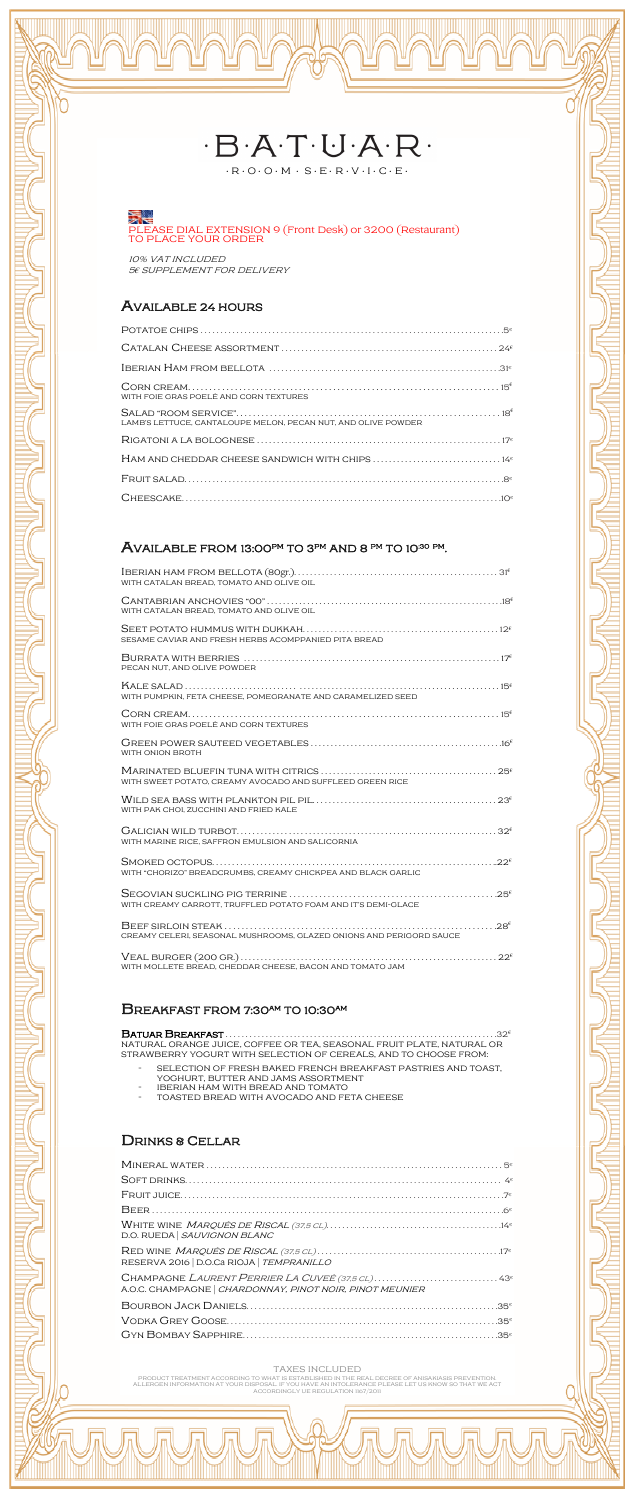# ·B·A·T·U·A·R·

·R·O·O·M · S·E·R·V·I·C·E·

PLEASE DIAL EXTENSION 9 (Front Desk) or 3200 (Restaurant) TO PLACE YOUR ORDER

*10% VAT INCLUDED*
*5€ SUPPLEMENT FOR DELIVERY*

## Available 24 hours

| | |
|---|---|
| Potatoe chips | 5€ |
| Catalan Cheese assortment | 24€ |
| Iberian Ham from bellota | 31€ |
| Corn cream<br>WITH FOIE GRAS POELÉ AND CORN TEXTURES | 15€ |
| Salad "room service"<br>LAMB'S LETTUCE, CANTALOUPE MELON, PECAN NUT, AND OLIVE POWDER | 18€ |
| Rigatoni a la bolognese | 17€ |
| Ham and cheddar cheese sandwich with chips | 14€ |
| Fruit salad | 8€ |
| Cheesecake | 10€ |

## Available from 13:00pm to 3pm and 8 pm to 10:30 pm.

| | |
|---|---|
| Iberian ham from bellota (80gr.)<br>WITH CATALAN BREAD, TOMATO AND OLIVE OIL | 31€ |
| Cantabrian anchovies "00"<br>WITH CATALAN BREAD, TOMATO AND OLIVE OIL | 18€ |
| Seet potato hummus with dukkah<br>SESAME CAVIAR AND FRESH HERBS ACOMPPANIED PITA BREAD | 12€ |
| Burrata with berries<br>PECAN NUT, AND OLIVE POWDER | 17€ |
| Kale salad<br>WITH PUMPKIN, FETA CHEESE, POMEGRANATE AND CARAMELIZED SEED | 15€ |
| Corn cream<br>WITH FOIE GRAS POELÉ AND CORN TEXTURES | 15€ |
| Green power sauteed vegetables<br>WITH ONION BROTH | 16€ |
| Marinated bluefin tuna with citrics<br>WITH SWEET POTATO, CREAMY AVOCADO AND SUFFLEED GREEN RICE | 25€ |
| Wild sea bass with plankton pil pil<br>WITH PAK CHOI, ZUCCHINI AND FRIED KALE | 23€ |
| Galician wild turbot<br>WITH MARINE RICE, SAFFRON EMULSION AND SALICORNIA | 32€ |
| Smoked octopus<br>WITH "CHORIZO" BREADCRUMBS, CREAMY CHICKPEA AND BLACK GARLIC | 22€ |
| Segovian suckling pig terrine<br>WITH CREAMY CARROTT, TRUFFLED POTATO FOAM AND IT'S DEMI-GLACE | 25€ |
| Beef sirloin steak<br>CREAMY CELERI, SEASONAL MUSHROOMS, GLAZED ONIONS AND PERIGORD SAUCE | 28€ |
| Veal burger (200 gr.)<br>WITH MOLLETE BREAD, CHEDDAR CHEESE, BACON AND TOMATO JAM | 22€ |

## Breakfast from 7:30am to 10:30am

**Batuar Breakfast** ........ 32€
NATURAL ORANGE JUICE, COFFEE OR TEA, SEASONAL FRUIT PLATE, NATURAL OR STRAWBERRY YOGOURT WITH SELECTION OF CEREALS, AND TO CHOOSE FROM:

- SELECTION OF FRESH BAKED FRENCH BREAKFAST PASTRIES AND TOAST, YOGHURT, BUTTER AND JAMS ASSORTMENT
- IBERIAN HAM WITH BREAD AND TOMATO
- TOASTED BREAD WITH AVOCADO AND FETA CHEESE

## Drinks & Cellar

| | |
|---|---|
| Mineral water | 5€ |
| Soft drinks | 4€ |
| Fruit juice | 7€ |
| Beer | 6€ |
| White wine *Marqués de Riscal (37,5 cl)*<br>D.O. RUEDA \| *SAUVIGNON BLANC* | 14€ |
| Red wine *Marqués de Riscal (37,5 cl)*<br>RESERVA 2016 \| D.O.Ca RIOJA \| *TEMPRANILLO* | 17€ |
| Champagne *Laurent Perrier La Cuvée (37,5 cl)*<br>A.O.C. CHAMPAGNE \| *CHARDONNAY, PINOT NOIR, PINOT MEUNIER* | 43€ |
| Bourbon Jack Daniels | 35€ |
| Vodka Grey Goose | 35€ |
| Gyn Bombay Sapphire | 35€ |

TAXES INCLUDED

PRODUCT TREATMENT ACCORDING TO WHAT IS ESTABLISHED IN THE REAL DECREE OF ANISAKIASIS PREVENTION. ALLERGEN INFORMATION AT YOUR DISPOSAL. IF YOU HAVE AN INTOLERANCE PLEASE LET US KNOW SO THAT WE ACT ACCORDINGLY UE REGULATION 1167/2011